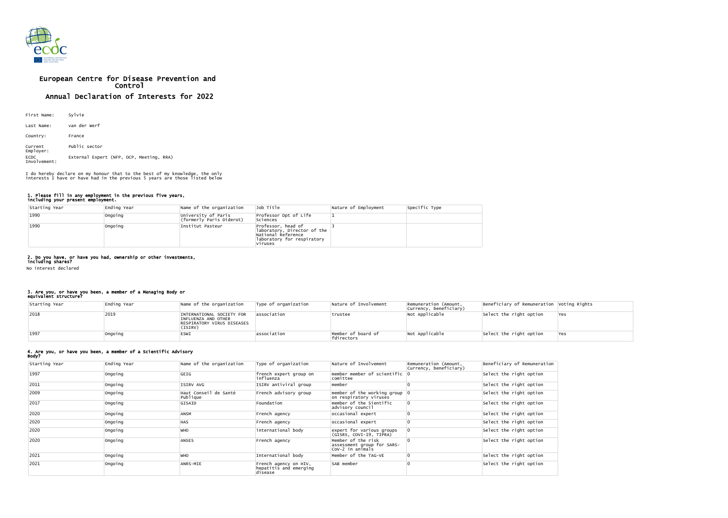# European Centre for Disease Prevention and Control

## Annual Declaration of Interests for 2022

First Name: Sylvie

Last Name: van der Werf

Country: France

Current Employer: Public sector

ECDC Involvement: External Expert (NFP, OCP, Meeting, RRA)

I do hereby declare on my honour that to the best of my knowledge, the only interests I have or have had in the previous 5 years are those listed below

### 1. Please fill in any employment in the previous five years, including your present employment.

| Starting Year | Ending Year | Name of the organization | Job Title | Nature of Employment | Specific Type |
|---|---|---|---|---|---|
| 1990 | Ongoing | University of Paris (formerly Paris Diderot) | Professor Dpt of Life Sciences | 1 | |
| 1990 | Ongoing | Institut Pasteur | Professor, head of laboratory, Director of the National Reference laboratory for respiratory viruses | 3 | |

### 2. Do you have, or have you had, ownership or other investments, including shares?

No interest declared

### 3. Are you, or have you been, a member of a Managing Body or equivalent structure?

| Starting Year | Ending Year | Name of the organization | Type of organization | Nature of Involvement | Remuneration (Amount, Currency, beneficiary) | Beneficiary of Remuneration | Voting Rights |
|---|---|---|---|---|---|---|---|
| 2018 | 2019 | INTERNATIONAL SOCIETY FOR INFLUENZA AND OTHER RESPIRATORY VIRUS DISEASES (ISIRV) | association | trustee | Not Applicable | Select the right option | Yes |
| 1997 | Ongoing | ESWI | association | Member of board of fdirectors | Not Applicable | Select the right option | Yes |

### 4. Are you, or have you been, a member of a Scientific Advisory Body?

| Starting Year | Ending Year | Name of the organization | Type of organization | Nature of Involvement | Remuneration (Amount, Currency, beneficiary) | Beneficiary of Remuneration |
|---|---|---|---|---|---|---|
| 1997 | Ongoing | GEIG | french expert group on influenza | member member of scientific comittee | 0 | Select the right option |
| 2011 | Ongoing | ISIRV AVG | ISIRV antiviral group | member | 0 | Select the right option |
| 2009 | Ongoing | Haut Conseil de Santé Publique | French advisory group | member of the working group on respiratory viruses | 0 | Select the right option |
| 2017 | Ongoing | GISAID | Foundation | member of the Sientific advisory council | 0 | Select the right option |
| 2020 | Ongoing | ANSM | French agency | occasional expert | 0 | Select the right option |
| 2020 | Ongoing | HAS | French agency | occasional expert | 0 | Select the right option |
| 2020 | Ongoing | WHO | international body | expert for various groups (GISRS, COVI-19, TIPRA) | 0 | Select the right option |
| 2020 | Ongoing | ANSES | French agency | Member of the risk assessment group for SARS-CoV-2 in animals | 0 | Select the right option |
| 2021 | Ongoing | WHO | International body | Member of the TAG-VE | 0 | Select the right option |
| 2021 | Ongoing | ANRS-MIE | French agency on HIV, hepatitis and emerging disease | SAB member | 0 | Select the right option |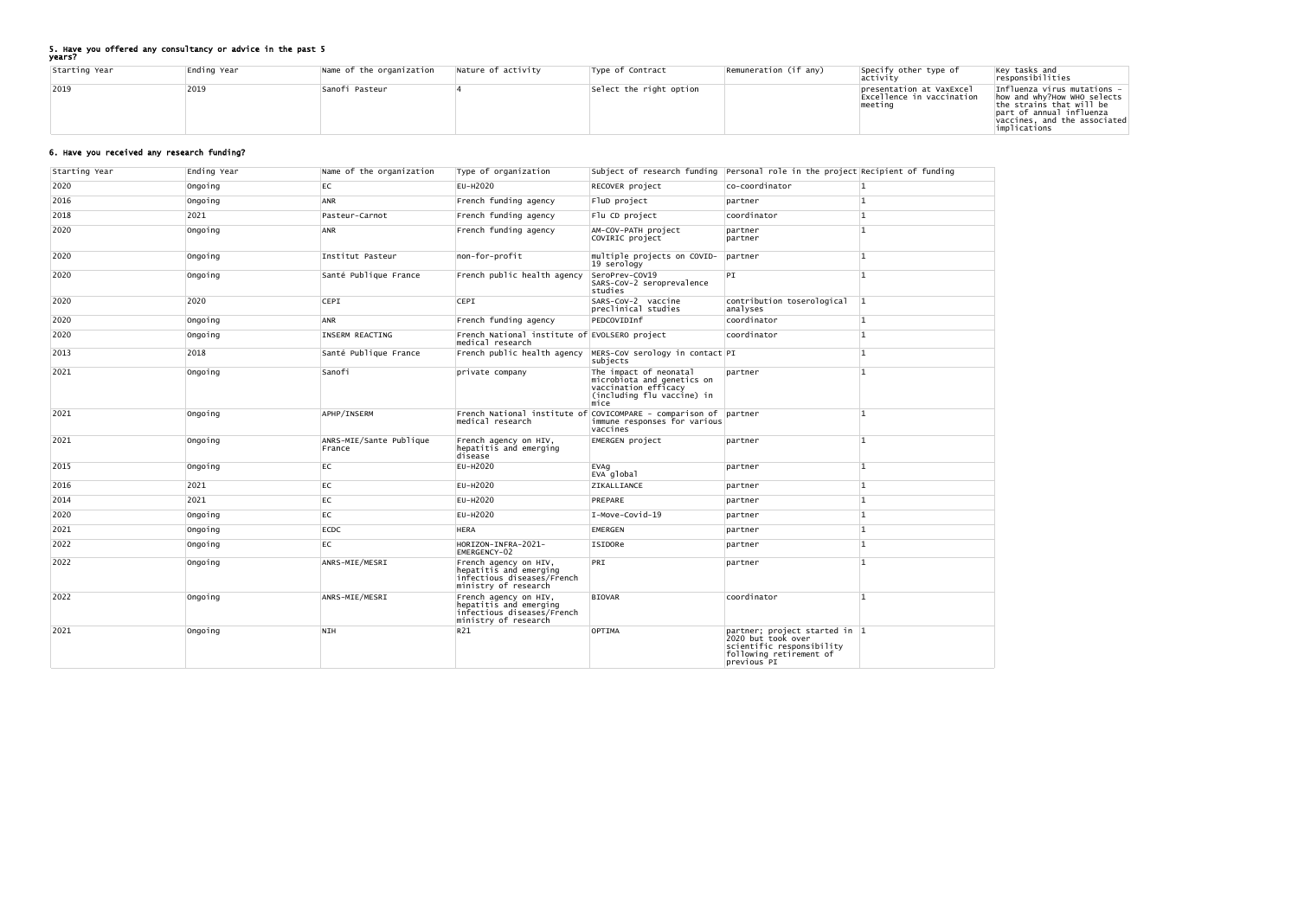## 5. Have you offered any consultancy or advice in the past 5 years?

| Starting Year | Ending Year | Name of the organization | Nature of activity | Type of Contract | Remuneration (if any) | Specify other type of activity | Key tasks and responsibilities |
|---|---|---|---|---|---|---|---|
| 2019 | 2019 | Sanofi Pasteur | 4 | Select the right option | | presentation at VaxExcel Excellence in vaccination meeting | Influenza virus mutations - how and why?How WHO selects the strains that will be part of annual influenza vaccines, and the associated implications |

## 6. Have you received any research funding?

| Starting Year | Ending Year | Name of the organization | Type of organization | Subject of research funding | Personal role in the project | Recipient of funding |
|---|---|---|---|---|---|---|
| 2020 | Ongoing | EC | EU-H2020 | RECOVER project | co-coordinator | 1 |
| 2016 | Ongoing | ANR | French funding agency | FluD project | partner | 1 |
| 2018 | 2021 | Pasteur-Carnot | French funding agency | Flu CD project | coordinator | 1 |
| 2020 | Ongoing | ANR | French funding agency | AM-COV-PATH project COVIRIC project | partner partner | 1 |
| 2020 | Ongoing | Institut Pasteur | non-for-profit | multiple projects on COVID-19 serology | partner | 1 |
| 2020 | Ongoing | Santé Publique France | French public health agency | SeroPrev-COV19 SARS-CoV-2 seroprevalence studies | PI | 1 |
| 2020 | 2020 | CEPI | CEPI | SARS-CoV-2 vaccine preclinical studies | contribution toserological analyses | 1 |
| 2020 | Ongoing | ANR | French funding agency | PEDCOVIDInf | coordinator | 1 |
| 2020 | Ongoing | INSERM REACTING | French National institute of medical research | EVOLSERO project | coordinator | 1 |
| 2013 | 2018 | Santé Publique France | French public health agency | MERS-CoV serology in contact subjects | PI | 1 |
| 2021 | Ongoing | Sanofi | private company | The impact of neonatal microbiota and genetics on vaccination efficacy (including flu vaccine) in mice | partner | 1 |
| 2021 | Ongoing | APHP/INSERM | French National institute of medical research | COVICOMPARE - comparison of immune responses for various vaccines | partner | 1 |
| 2021 | Ongoing | ANRS-MIE/Sante Publique France | French agency on HIV, hepatitis and emerging disease | EMERGEN project | partner | 1 |
| 2015 | Ongoing | EC | EU-H2020 | EVAg EVA global | partner | 1 |
| 2016 | 2021 | EC | EU-H2020 | ZIKALLIANCE | partner | 1 |
| 2014 | 2021 | EC | EU-H2020 | PREPARE | partner | 1 |
| 2020 | Ongoing | EC | EU-H2020 | I-Move-Covid-19 | partner | 1 |
| 2021 | Ongoing | ECDC | HERA | EMERGEN | partner | 1 |
| 2022 | Ongoing | EC | HORIZON-INFRA-2021-EMERGENCY-02 | ISIDORe | partner | 1 |
| 2022 | Ongoing | ANRS-MIE/MESRI | French agency on HIV, hepatitis and emerging infectious diseases/French ministry of research | PRI | partner | 1 |
| 2022 | Ongoing | ANRS-MIE/MESRI | French agency on HIV, hepatitis and emerging infectious diseases/French ministry of research | BIOVAR | coordinator | 1 |
| 2021 | Ongoing | NIH | R21 | OPTIMA | partner; project started in 2020 but took over scientific responsibility following retirement of previous PI | 1 |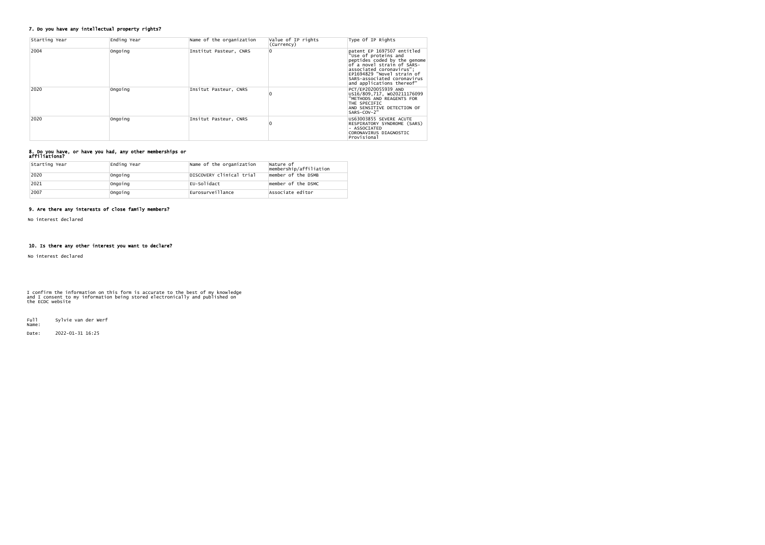### 7. Do you have any intellectual property rights?

| Starting Year | Ending Year | Name of the organization | Value of IP rights (Currency) | Type Of IP Rights |
|---|---|---|---|---|
| 2004 | Ongoing | Institut Pasteur, CNRS | 0 | patent EP 1697507 entitled "Use of proteins and peptides coded by the genome of a novel strain of SARS-associated coronavirus"; EP1694829 "Novel strain of SARS-associated coronavirus and applications thereof" |
| 2020 | Ongoing | Insitut Pasteur, CNRS | 0 | PCT/EP2020055939 AND US16/809,717, WO2021176099 "METHODS AND REAGENTS FOR THE SPECIFIC AND SENSITIVE DETECTION OF SARS-COV-2" |
| 2020 | Ongoing | Insitut Pasteur, CNRS | 0 | US63003855 SEVERE ACUTE RESPIRATORY SYNDROME (SARS) - ASSOCIATED CORONAVIRUS DIAGNOSTIC Provisional |

### 8. Do you have, or have you had, any other memberships or affiliations?

| Starting Year | Ending Year | Name of the organization | Nature of membership/affiliation |
|---|---|---|---|
| 2020 | Ongoing | DISCOVERY clinical trial | member of the DSMB |
| 2021 | Ongoing | EU-Solidact | member of the DSMC |
| 2007 | Ongoing | Eurosurveillance | Associate editor |

### 9. Are there any interests of close family members?

No interest declared

### 10. Is there any other interest you want to declare?

No interest declared

I confirm the information on this form is accurate to the best of my knowledge and I consent to my information being stored electronically and published on the ECDC website

Full Name: Sylvie van der Werf

Date: 2022-01-31 16:25